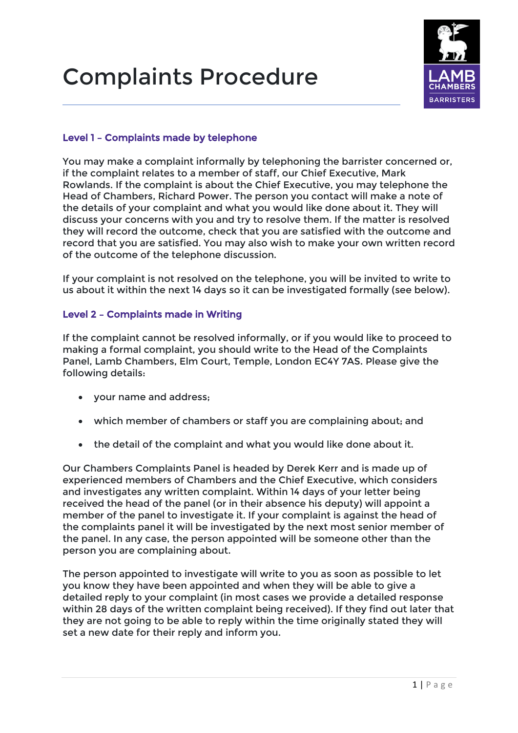# Complaints Procedure

LAMB CHAMBERS BARRISTERS

### Level 1 – Complaints made by telephone

You may make a complaint informally by telephoning the barrister concerned or, if the complaint relates to a member of staff, our Chief Executive, Mark Rowlands. If the complaint is about the Chief Executive, you may telephone the Head of Chambers, Richard Power. The person you contact will make a note of the details of your complaint and what you would like done about it. They will discuss your concerns with you and try to resolve them. If the matter is resolved they will record the outcome, check that you are satisfied with the outcome and record that you are satisfied. You may also wish to make your own written record of the outcome of the telephone discussion.

If your complaint is not resolved on the telephone, you will be invited to write to us about it within the next 14 days so it can be investigated formally (see below).

### Level 2 – Complaints made in Writing

If the complaint cannot be resolved informally, or if you would like to proceed to making a formal complaint, you should write to the Head of the Complaints Panel, Lamb Chambers, Elm Court, Temple, London EC4Y 7AS. Please give the following details:

- your name and address;
- which member of chambers or staff you are complaining about; and
- the detail of the complaint and what you would like done about it.

Our Chambers Complaints Panel is headed by Derek Kerr and is made up of experienced members of Chambers and the Chief Executive, which considers and investigates any written complaint. Within 14 days of your letter being received the head of the panel (or in their absence his deputy) will appoint a member of the panel to investigate it. If your complaint is against the head of the complaints panel it will be investigated by the next most senior member of the panel. In any case, the person appointed will be someone other than the person you are complaining about.

The person appointed to investigate will write to you as soon as possible to let you know they have been appointed and when they will be able to give a detailed reply to your complaint (in most cases we provide a detailed response within 28 days of the written complaint being received). If they find out later that they are not going to be able to reply within the time originally stated they will set a new date for their reply and inform you.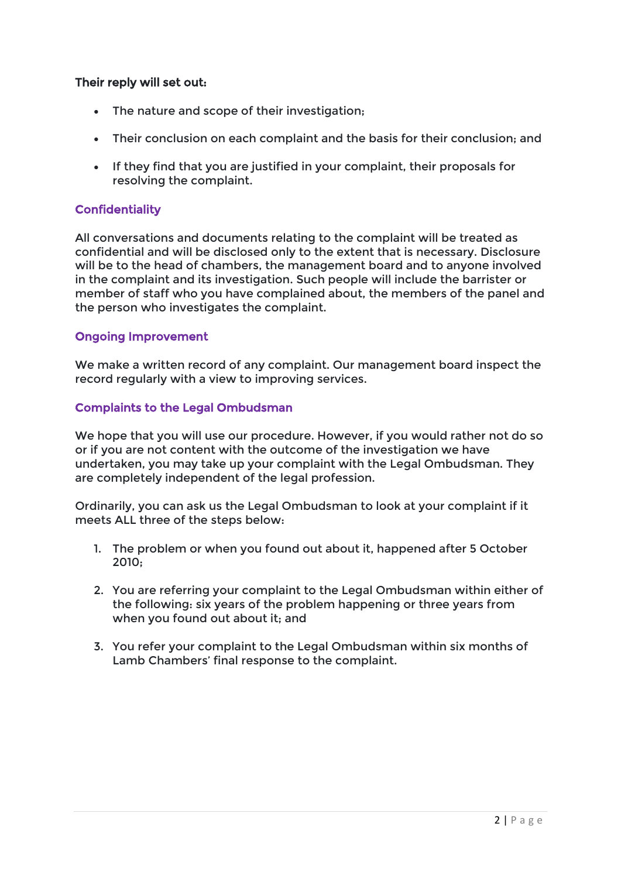**Their reply will set out:**

- The nature and scope of their investigation;
- Their conclusion on each complaint and the basis for their conclusion; and
- If they find that you are justified in your complaint, their proposals for resolving the complaint.

## Confidentiality

All conversations and documents relating to the complaint will be treated as confidential and will be disclosed only to the extent that is necessary. Disclosure will be to the head of chambers, the management board and to anyone involved in the complaint and its investigation. Such people will include the barrister or member of staff who you have complained about, the members of the panel and the person who investigates the complaint.

## Ongoing Improvement

We make a written record of any complaint. Our management board inspect the record regularly with a view to improving services.

## Complaints to the Legal Ombudsman

We hope that you will use our procedure. However, if you would rather not do so or if you are not content with the outcome of the investigation we have undertaken, you may take up your complaint with the Legal Ombudsman. They are completely independent of the legal profession.

Ordinarily, you can ask us the Legal Ombudsman to look at your complaint if it meets ALL three of the steps below:

1. The problem or when you found out about it, happened after 5 October 2010;
2. You are referring your complaint to the Legal Ombudsman within either of the following: six years of the problem happening or three years from when you found out about it; and
3. You refer your complaint to the Legal Ombudsman within six months of Lamb Chambers' final response to the complaint.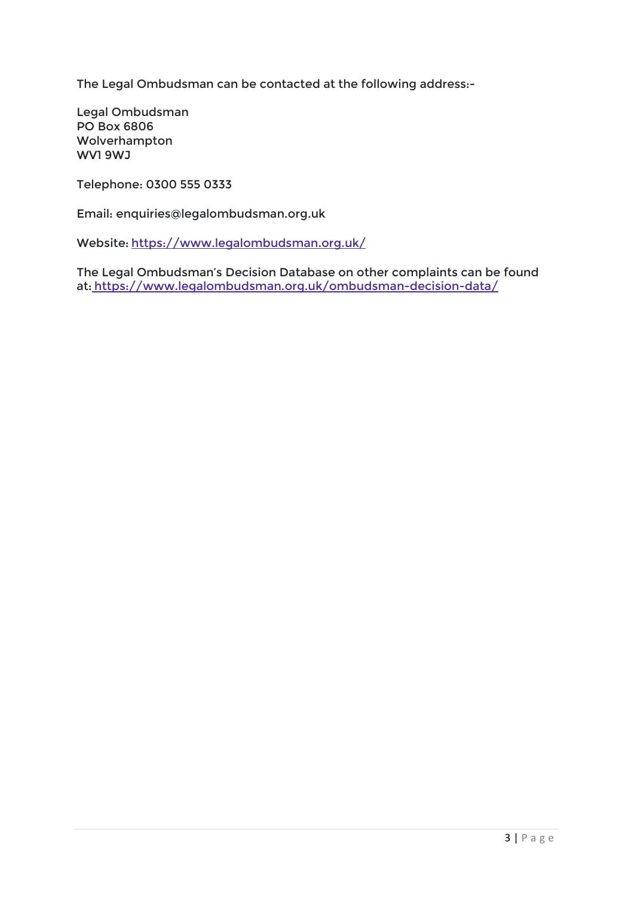The Legal Ombudsman can be contacted at the following address:-

Legal Ombudsman
PO Box 6806
Wolverhampton
WV1 9WJ

Telephone: 0300 555 0333

Email: enquiries@legalombudsman.org.uk

Website: https://www.legalombudsman.org.uk/

The Legal Ombudsman's Decision Database on other complaints can be found at: https://www.legalombudsman.org.uk/ombudsman-decision-data/